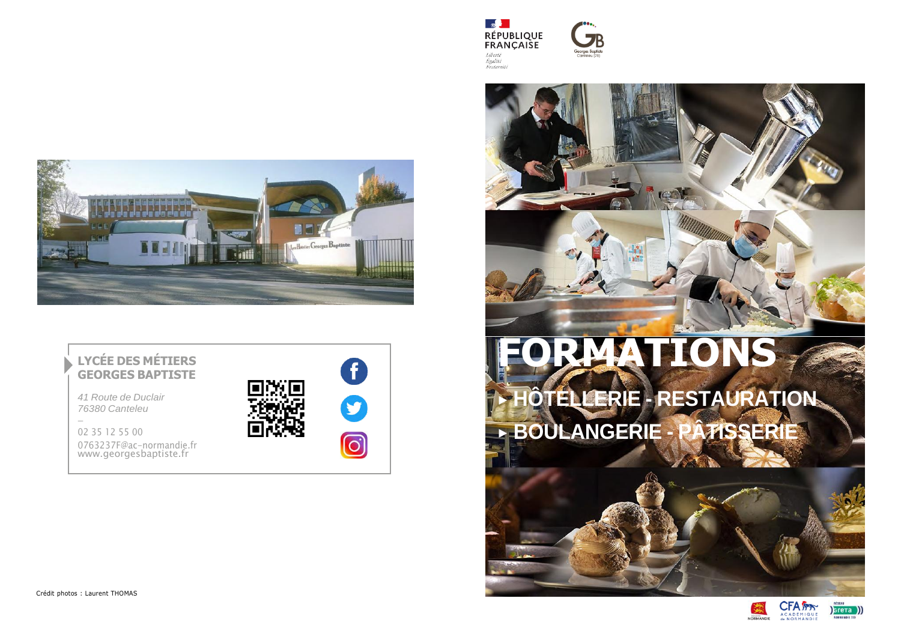RÉPUBLIQUE FRANÇAISE

*Liberté*
*Égalité*
*Fraternité*

Georges Baptiste
Canteleu (76)

# FORMATIONS

## ▸ HÔTELLERIE - RESTAURATION

## ▸ BOULANGERIE - PÂTISSERIE

**LYCÉE DES MÉTIERS GEORGES BAPTISTE**

*41 Route de Duclair*
*76380 Canteleu*

–

02 35 12 55 00
0763237F@ac-normandie.fr
www.georgesbaptiste.fr

Crédit photos : Laurent THOMAS

NORMANDIE

CFA ACADÉMIQUE de NORMANDIE

RÉSEAU greta NORMANDIE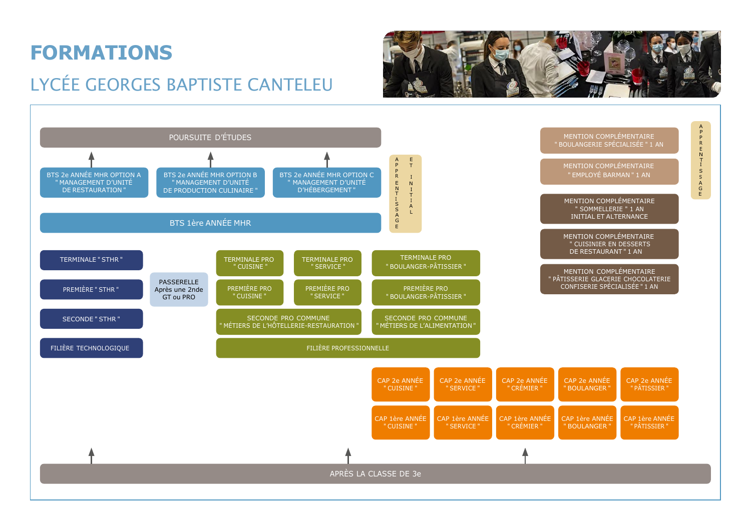# FORMATIONS

## LYCÉE GEORGES BAPTISTE CANTELEU

POURSUITE D'ÉTUDES

BTS 2e ANNÉE MHR OPTION A " MANAGEMENT D'UNITÉ DE RESTAURATION "

BTS 2e ANNÉE MHR OPTION B " MANAGEMENT D'UNITÉ DE PRODUCTION CULINAIRE "

BTS 2e ANNÉE MHR OPTION C " MANAGEMENT D'UNITÉ D'HÉBERGEMENT "

APPRENTISSAGE ET INITIAL

BTS 1ère ANNÉE MHR

MENTION COMPLÉMENTAIRE " BOULANGERIE SPÉCIALISÉE " 1 AN

MENTION COMPLÉMENTAIRE " EMPLOYÉ BARMAN " 1 AN

MENTION COMPLÉMENTAIRE " SOMMELLERIE " 1 AN INITIAL ET ALTERNANCE

MENTION COMPLÉMENTAIRE " CUISINIER EN DESSERTS DE RESTAURANT " 1 AN

MENTION COMPLÉMENTAIRE " PÂTISSERIE GLACERIE CHOCOLATERIE CONFISERIE SPÉCIALISÉE " 1 AN

APPRENTISSAGE

TERMINALE " STHR "

PREMIÈRE " STHR "

SECONDE " STHR "

FILIÈRE TECHNOLOGIQUE

PASSERELLE Après une 2nde GT ou PRO

TERMINALE PRO " CUISINE "

TERMINALE PRO " SERVICE "

TERMINALE PRO " BOULANGER-PÂTISSIER "

PREMIÈRE PRO " CUISINE "

PREMIÈRE PRO " SERVICE "

PREMIÈRE PRO " BOULANGER-PÂTISSIER "

SECONDE PRO COMMUNE " MÉTIERS DE L'HÔTELLERIE-RESTAURATION "

SECONDE PRO COMMUNE " MÉTIERS DE L'ALIMENTATION "

FILIÈRE PROFESSIONNELLE

CAP 2e ANNÉE " CUISINE "

CAP 2e ANNÉE " SERVICE "

CAP 2e ANNÉE " CRÉMIER "

CAP 2e ANNÉE " BOULANGER "

CAP 2e ANNÉE " PÂTISSIER "

CAP 1ère ANNÉE " CUISINE "

CAP 1ère ANNÉE " SERVICE "

CAP 1ère ANNÉE " CRÉMIER "

CAP 1ère ANNÉE " BOULANGER "

CAP 1ère ANNÉE " PÂTISSIER "

APRÈS LA CLASSE DE 3e